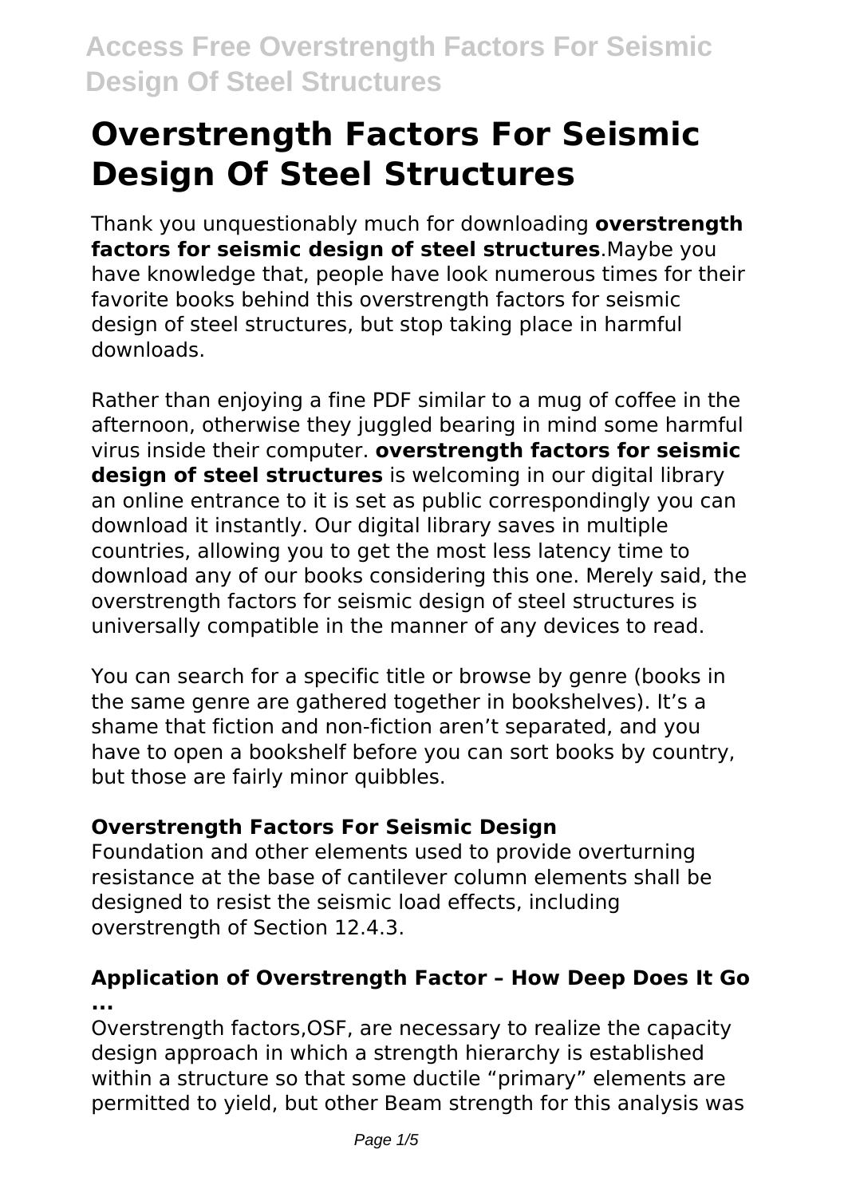# Overstrength Factors For Seismic Design Of Steel Structures

Thank you unquestionably much for downloading **overstrength factors for seismic design of steel structures**.Maybe you have knowledge that, people have look numerous times for their favorite books behind this overstrength factors for seismic design of steel structures, but stop taking place in harmful downloads.

Rather than enjoying a fine PDF similar to a mug of coffee in the afternoon, otherwise they juggled bearing in mind some harmful virus inside their computer. **overstrength factors for seismic design of steel structures** is welcoming in our digital library an online entrance to it is set as public correspondingly you can download it instantly. Our digital library saves in multiple countries, allowing you to get the most less latency time to download any of our books considering this one. Merely said, the overstrength factors for seismic design of steel structures is universally compatible in the manner of any devices to read.

You can search for a specific title or browse by genre (books in the same genre are gathered together in bookshelves). It's a shame that fiction and non-fiction aren't separated, and you have to open a bookshelf before you can sort books by country, but those are fairly minor quibbles.

### Overstrength Factors For Seismic Design

Foundation and other elements used to provide overturning resistance at the base of cantilever column elements shall be designed to resist the seismic load effects, including overstrength of Section 12.4.3.

### Application of Overstrength Factor – How Deep Does It Go ...

Overstrength factors,OSF, are necessary to realize the capacity design approach in which a strength hierarchy is established within a structure so that some ductile "primary" elements are permitted to yield, but other Beam strength for this analysis was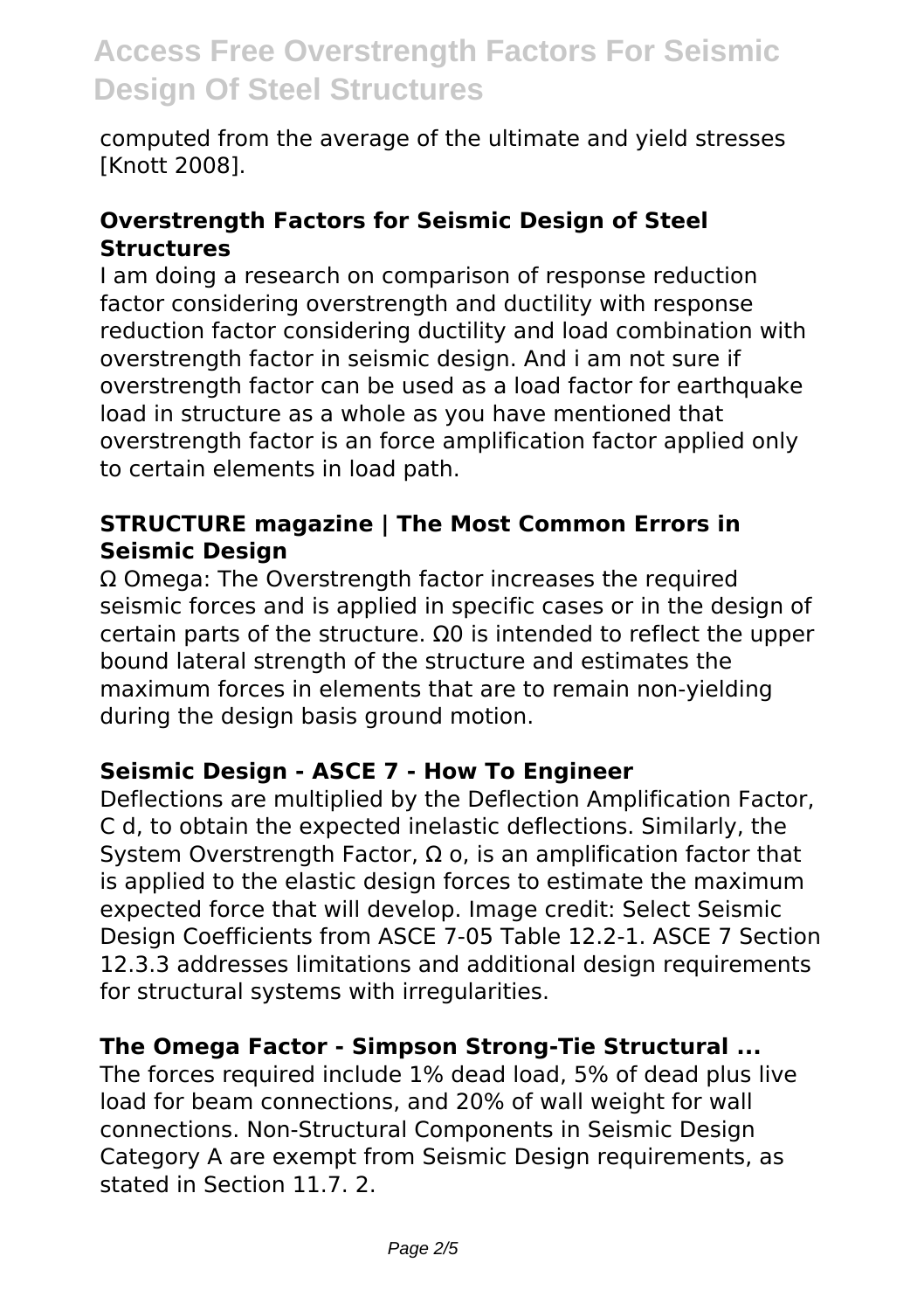computed from the average of the ultimate and yield stresses [Knott 2008].

### Overstrength Factors for Seismic Design of Steel Structures

I am doing a research on comparison of response reduction factor considering overstrength and ductility with response reduction factor considering ductility and load combination with overstrength factor in seismic design. And i am not sure if overstrength factor can be used as a load factor for earthquake load in structure as a whole as you have mentioned that overstrength factor is an force amplification factor applied only to certain elements in load path.

### STRUCTURE magazine | The Most Common Errors in Seismic Design

Ω Omega: The Overstrength factor increases the required seismic forces and is applied in specific cases or in the design of certain parts of the structure. $\Omega 0$ is intended to reflect the upper bound lateral strength of the structure and estimates the maximum forces in elements that are to remain non-yielding during the design basis ground motion.

### Seismic Design - ASCE 7 - How To Engineer

Deflections are multiplied by the Deflection Amplification Factor, C d, to obtain the expected inelastic deflections. Similarly, the System Overstrength Factor, Ω o, is an amplification factor that is applied to the elastic design forces to estimate the maximum expected force that will develop. Image credit: Select Seismic Design Coefficients from ASCE 7-05 Table 12.2-1. ASCE 7 Section 12.3.3 addresses limitations and additional design requirements for structural systems with irregularities.

### The Omega Factor - Simpson Strong-Tie Structural ...

The forces required include 1% dead load, 5% of dead plus live load for beam connections, and 20% of wall weight for wall connections. Non-Structural Components in Seismic Design Category A are exempt from Seismic Design requirements, as stated in Section 11.7. 2.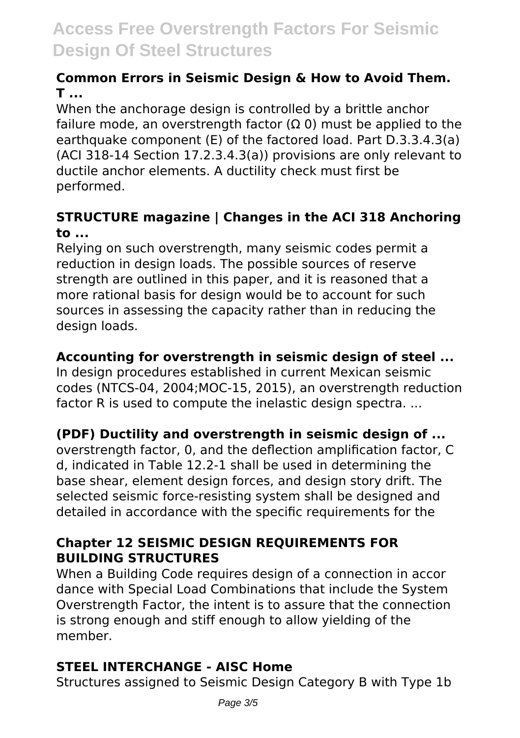### Common Errors in Seismic Design & How to Avoid Them. T ...

When the anchorage design is controlled by a brittle anchor failure mode, an overstrength factor ($\Omega$ 0) must be applied to the earthquake component (E) of the factored load. Part D.3.3.4.3(a) (ACI 318-14 Section 17.2.3.4.3(a)) provisions are only relevant to ductile anchor elements. A ductility check must first be performed.

### STRUCTURE magazine | Changes in the ACI 318 Anchoring to ...

Relying on such overstrength, many seismic codes permit a reduction in design loads. The possible sources of reserve strength are outlined in this paper, and it is reasoned that a more rational basis for design would be to account for such sources in assessing the capacity rather than in reducing the design loads.

### Accounting for overstrength in seismic design of steel ...

In design procedures established in current Mexican seismic codes (NTCS-04, 2004;MOC-15, 2015), an overstrength reduction factor R is used to compute the inelastic design spectra. ...

### (PDF) Ductility and overstrength in seismic design of ...

overstrength factor, 0, and the deflection amplification factor, C d, indicated in Table 12.2-1 shall be used in determining the base shear, element design forces, and design story drift. The selected seismic force-resisting system shall be designed and detailed in accordance with the specific requirements for the

### Chapter 12 SEISMIC DESIGN REQUIREMENTS FOR BUILDING STRUCTURES

When a Building Code requires design of a connection in accor dance with Special Load Combinations that include the System Overstrength Factor, the intent is to assure that the connection is strong enough and stiff enough to allow yielding of the member.

### STEEL INTERCHANGE - AISC Home

Structures assigned to Seismic Design Category B with Type 1b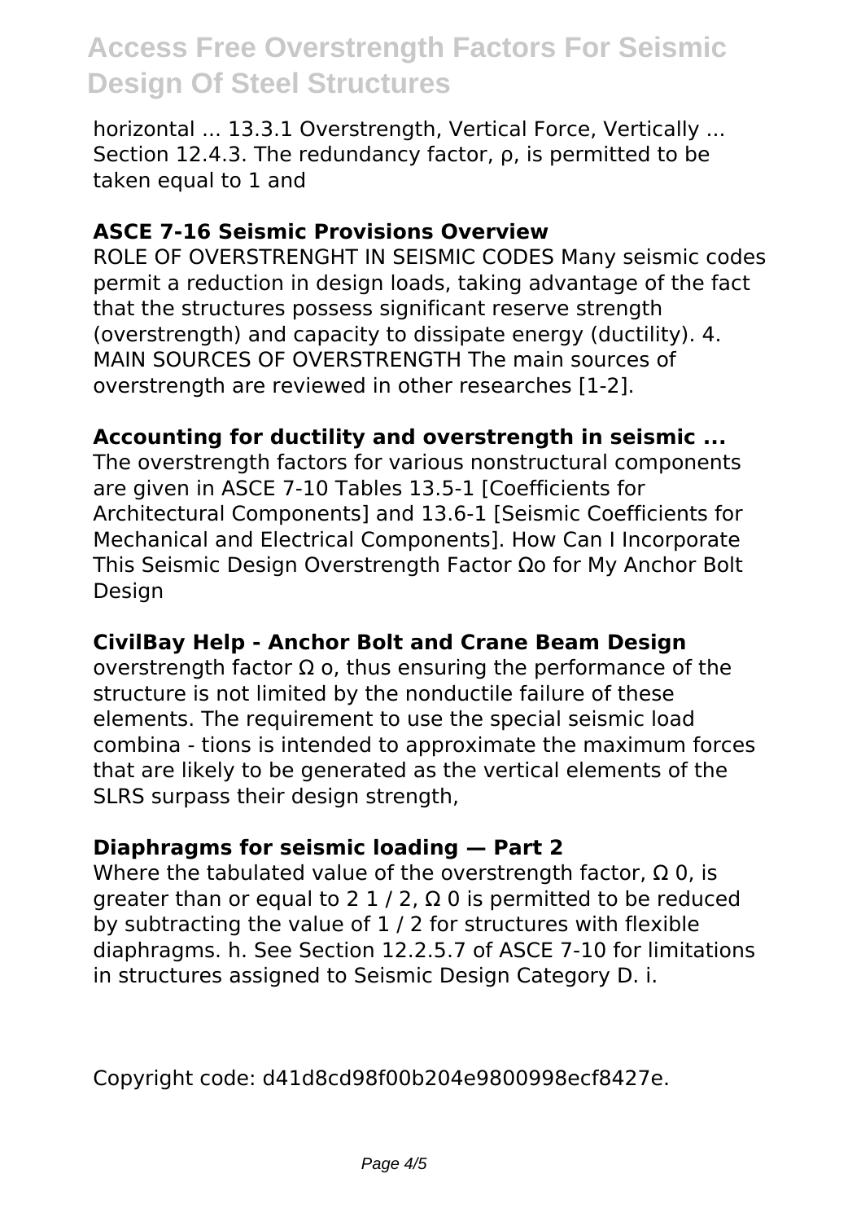horizontal ... 13.3.1 Overstrength, Vertical Force, Vertically ... Section 12.4.3. The redundancy factor, ρ, is permitted to be taken equal to 1 and

### ASCE 7-16 Seismic Provisions Overview

ROLE OF OVERSTRENGHT IN SEISMIC CODES Many seismic codes permit a reduction in design loads, taking advantage of the fact that the structures possess significant reserve strength (overstrength) and capacity to dissipate energy (ductility). 4. MAIN SOURCES OF OVERSTRENGTH The main sources of overstrength are reviewed in other researches [1-2].

### Accounting for ductility and overstrength in seismic ...

The overstrength factors for various nonstructural components are given in ASCE 7-10 Tables 13.5-1 [Coefficients for Architectural Components] and 13.6-1 [Seismic Coefficients for Mechanical and Electrical Components]. How Can I Incorporate This Seismic Design Overstrength Factor $\Omega_o$ for My Anchor Bolt Design

### CivilBay Help - Anchor Bolt and Crane Beam Design

overstrength factor $\Omega_o$, thus ensuring the performance of the structure is not limited by the nonductile failure of these elements. The requirement to use the special seismic load combina - tions is intended to approximate the maximum forces that are likely to be generated as the vertical elements of the SLRS surpass their design strength,

### Diaphragms for seismic loading — Part 2

Where the tabulated value of the overstrength factor, $\Omega_0$, is greater than or equal to $2\ 1/2$, $\Omega_0$ is permitted to be reduced by subtracting the value of $1/2$ for structures with flexible diaphragms. h. See Section 12.2.5.7 of ASCE 7-10 for limitations in structures assigned to Seismic Design Category D. i.

Copyright code: d41d8cd98f00b204e9800998ecf8427e.